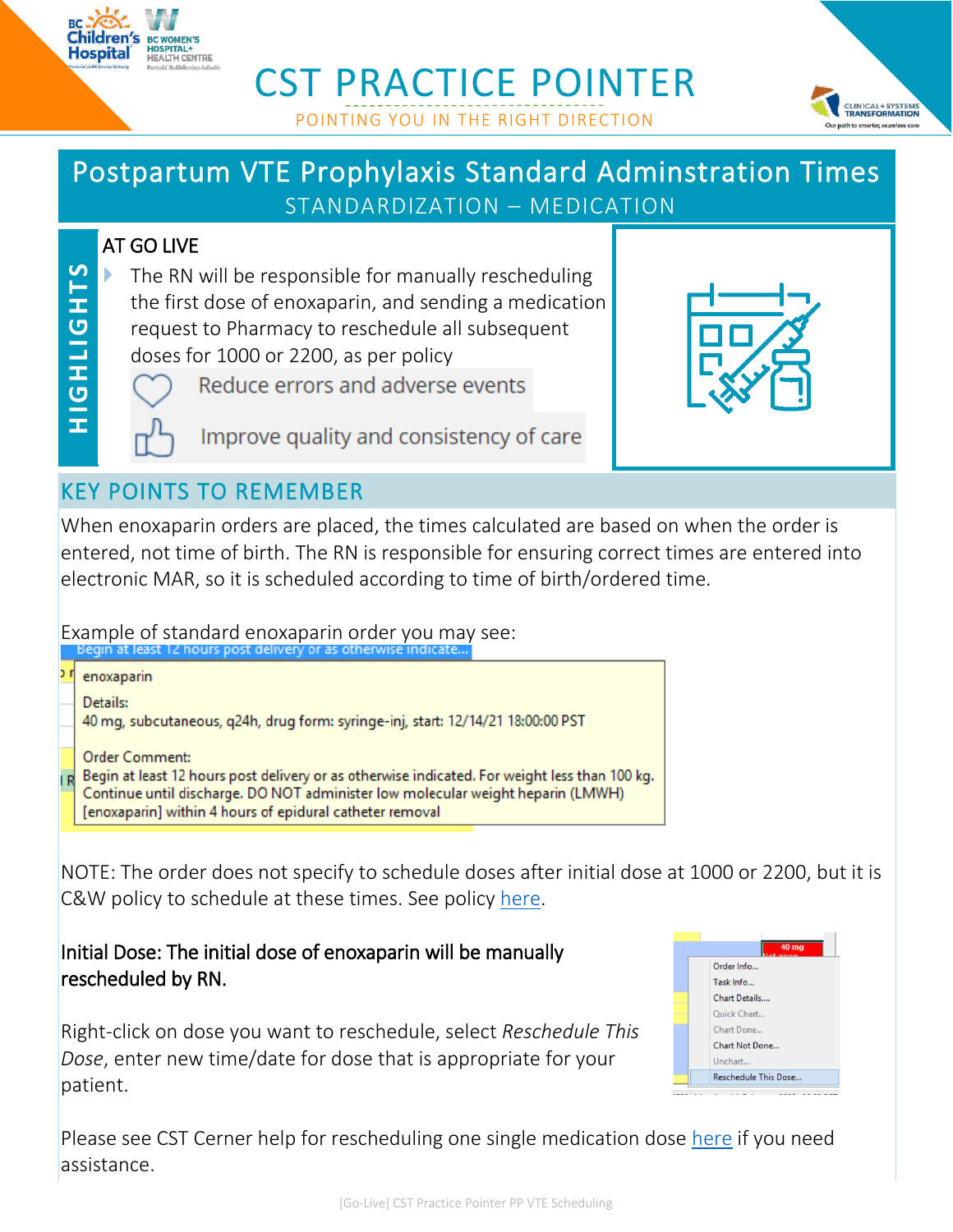# CST PRACTICE POINTER

POINTING YOU IN THE RIGHT DIRECTION

## Postpartum VTE Prophylaxis Standard Adminstration Times

STANDARDIZATION – MEDICATION

### HIGHLIGHTS

**AT GO LIVE**

- The RN will be responsible for manually rescheduling the first dose of enoxaparin, and sending a medication request to Pharmacy to reschedule all subsequent doses for 1000 or 2200, as per policy

Reduce errors and adverse events

Improve quality and consistency of care

## KEY POINTS TO REMEMBER

When enoxaparin orders are placed, the times calculated are based on when the order is entered, not time of birth. The RN is responsible for ensuring correct times are entered into electronic MAR, so it is scheduled according to time of birth/ordered time.

Example of standard enoxaparin order you may see:

> Begin at least 12 hours post delivery or as otherwise indicate...
>
> enoxaparin
>
> Details:
> 40 mg, subcutaneous, q24h, drug form: syringe-inj, start: 12/14/21 18:00:00 PST
>
> Order Comment:
> Begin at least 12 hours post delivery or as otherwise indicated. For weight less than 100 kg. Continue until discharge. DO NOT administer low molecular weight heparin (LMWH) [enoxaparin] within 4 hours of epidural catheter removal

NOTE: The order does not specify to schedule doses after initial dose at 1000 or 2200, but it is C&W policy to schedule at these times. See policy here.

**Initial Dose: The initial dose of enoxaparin will be manually rescheduled by RN.**

Right-click on dose you want to reschedule, select *Reschedule This Dose*, enter new time/date for dose that is appropriate for your patient.

> 40 mg
> Order Info...
> Task Info...
> Chart Details....
> Quick Chart...
> Chart Done...
> Chart Not Done...
> Unchart...
> Reschedule This Dose...

Please see CST Cerner help for rescheduling one single medication dose here if you need assistance.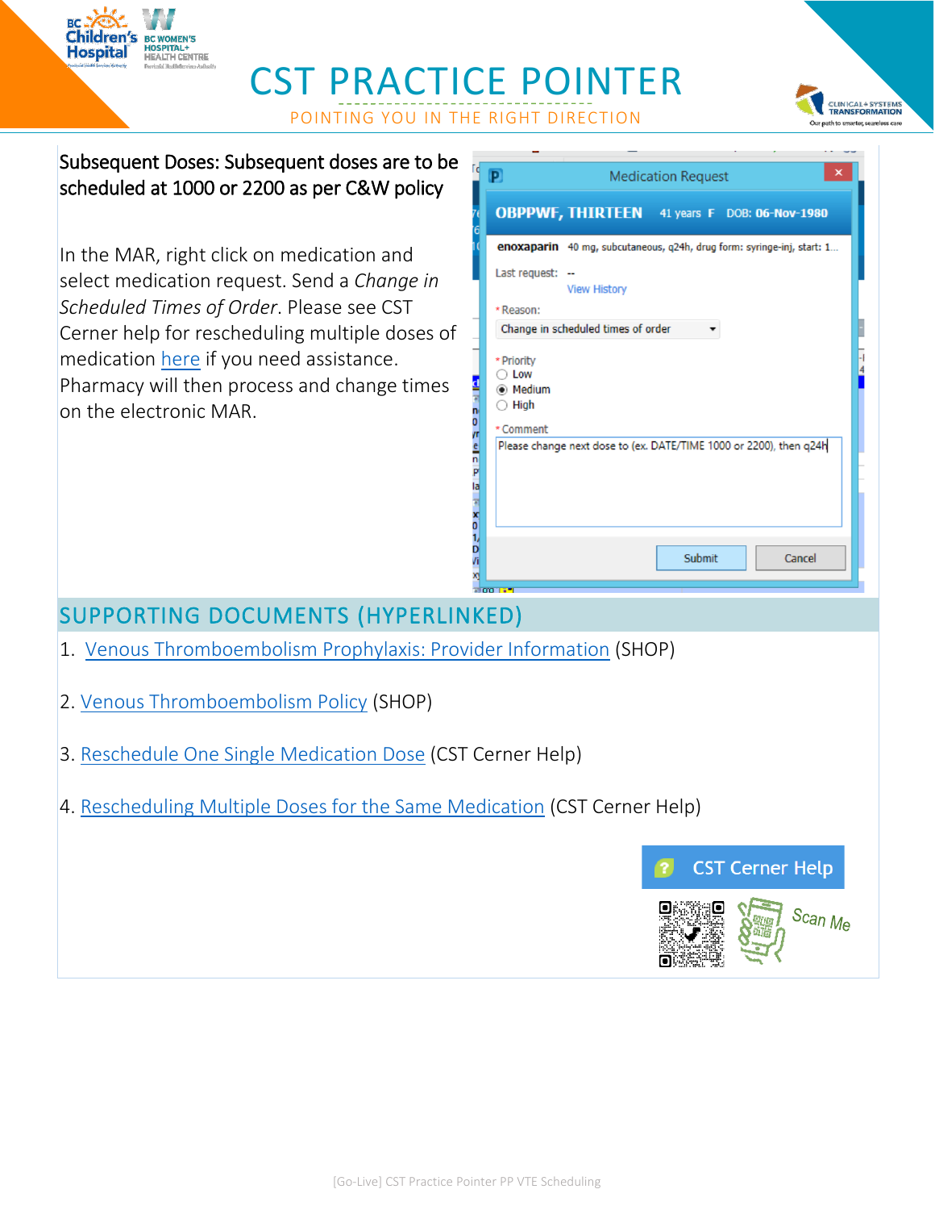# CST PRACTICE POINTER

POINTING YOU IN THE RIGHT DIRECTION

Subsequent Doses: Subsequent doses are to be scheduled at 1000 or 2200 as per C&W policy

In the MAR, right click on medication and select medication request. Send a *Change in Scheduled Times of Order*. Please see CST Cerner help for rescheduling multiple doses of medication here if you need assistance. Pharmacy will then process and change times on the electronic MAR.

Medication Request

OBPPWF, THIRTEEN 41 years F DOB: 06-Nov-1980

enoxaparin 40 mg, subcutaneous, q24h, drug form: syringe-inj, start: 1...

Last request: --

View History

* Reason: Change in scheduled times of order

* Priority
- Low
- Medium
- High

* Comment: Please change next dose to (ex. DATE/TIME 1000 or 2200), then q24h

Submit Cancel

## SUPPORTING DOCUMENTS (HYPERLINKED)

1. Venous Thromboembolism Prophylaxis: Provider Information (SHOP)
2. Venous Thromboembolism Policy (SHOP)
3. Reschedule One Single Medication Dose (CST Cerner Help)
4. Rescheduling Multiple Doses for the Same Medication (CST Cerner Help)

CST Cerner Help

Scan Me